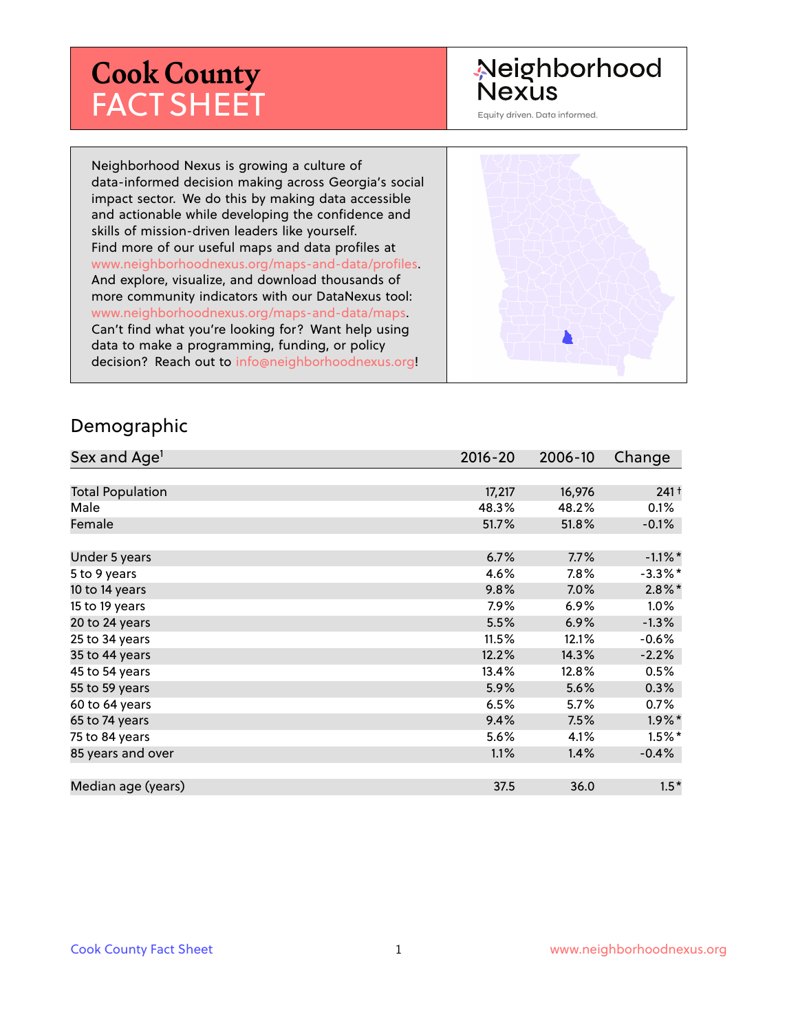# Cook County FACT SHEET

Neighborhood Nexus

Equity driven. Data informed.

Neighborhood Nexus is growing a culture of data-informed decision making across Georgia's social impact sector. We do this by making data accessible and actionable while developing the confidence and skills of mission-driven leaders like yourself. Find more of our useful maps and data profiles at www.neighborhoodnexus.org/maps-and-data/profiles. And explore, visualize, and download thousands of more community indicators with our DataNexus tool: www.neighborhoodnexus.org/maps-and-data/maps. Can't find what you're looking for? Want help using data to make a programming, funding, or policy decision? Reach out to info@neighborhoodnexus.org!

## Demographic

| Sex and Age[1] | 2016-20 | 2006-10 | Change |
|---|---|---|---|
| Total Population | 17,217 | 16,976 | 241 † |
| Male | 48.3% | 48.2% | 0.1% |
| Female | 51.7% | 51.8% | -0.1% |
| | | | |
| Under 5 years | 6.7% | 7.7% | -1.1% * |
| 5 to 9 years | 4.6% | 7.8% | -3.3% * |
| 10 to 14 years | 9.8% | 7.0% | 2.8% * |
| 15 to 19 years | 7.9% | 6.9% | 1.0% |
| 20 to 24 years | 5.5% | 6.9% | -1.3% |
| 25 to 34 years | 11.5% | 12.1% | -0.6% |
| 35 to 44 years | 12.2% | 14.3% | -2.2% |
| 45 to 54 years | 13.4% | 12.8% | 0.5% |
| 55 to 59 years | 5.9% | 5.6% | 0.3% |
| 60 to 64 years | 6.5% | 5.7% | 0.7% |
| 65 to 74 years | 9.4% | 7.5% | 1.9% * |
| 75 to 84 years | 5.6% | 4.1% | 1.5% * |
| 85 years and over | 1.1% | 1.4% | -0.4% |
| | | | |
| Median age (years) | 37.5 | 36.0 | 1.5 * |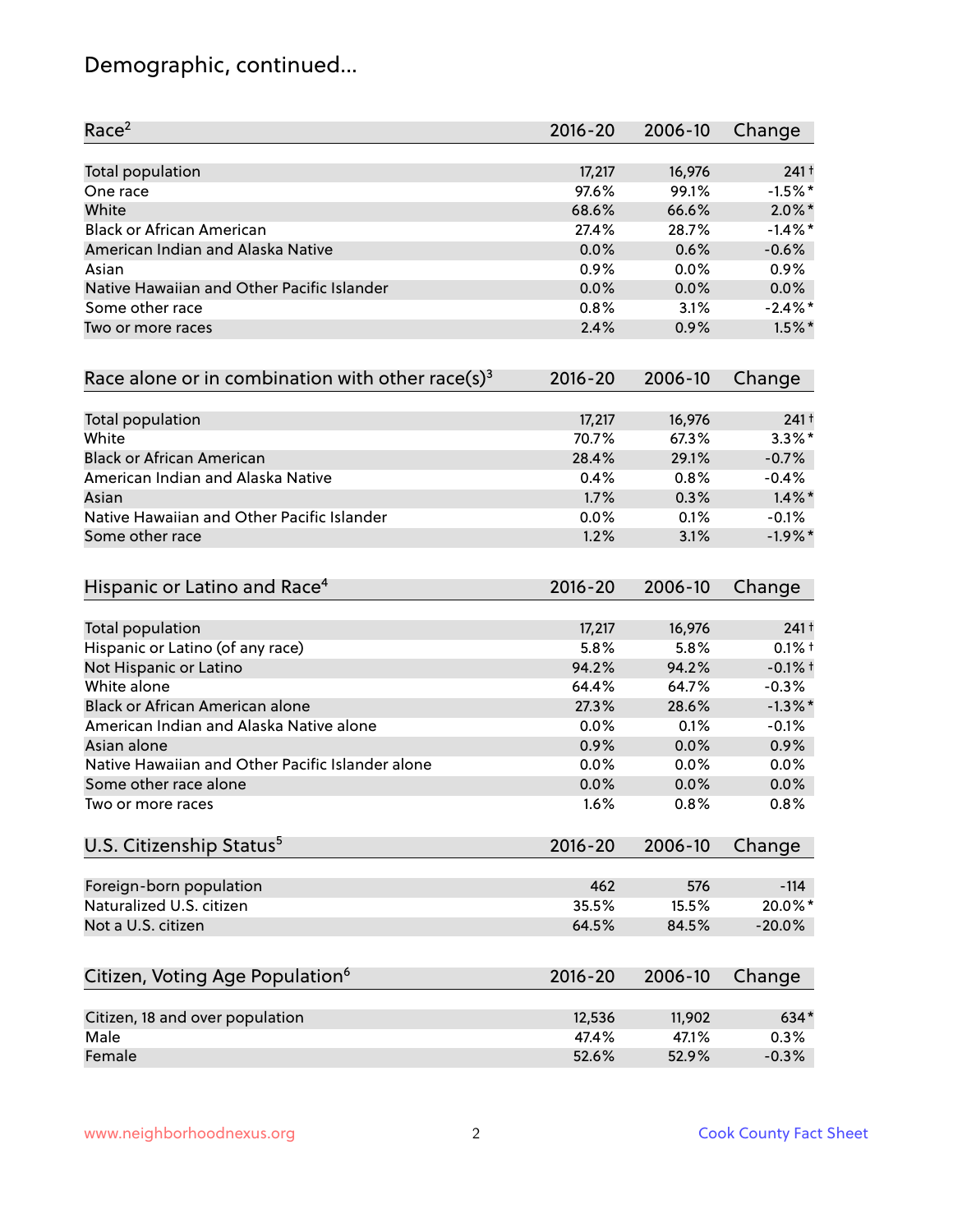# Demographic, continued...

| Race[2] | 2016-20 | 2006-10 | Change |
|---|---|---|---|
| Total population | 17,217 | 16,976 | 241 † |
| One race | 97.6% | 99.1% | -1.5% * |
| White | 68.6% | 66.6% | 2.0% * |
| Black or African American | 27.4% | 28.7% | -1.4% * |
| American Indian and Alaska Native | 0.0% | 0.6% | -0.6% |
| Asian | 0.9% | 0.0% | 0.9% |
| Native Hawaiian and Other Pacific Islander | 0.0% | 0.0% | 0.0% |
| Some other race | 0.8% | 3.1% | -2.4% * |
| Two or more races | 2.4% | 0.9% | 1.5% * |

| Race alone or in combination with other race(s)[3] | 2016-20 | 2006-10 | Change |
|---|---|---|---|
| Total population | 17,217 | 16,976 | 241 † |
| White | 70.7% | 67.3% | 3.3% * |
| Black or African American | 28.4% | 29.1% | -0.7% |
| American Indian and Alaska Native | 0.4% | 0.8% | -0.4% |
| Asian | 1.7% | 0.3% | 1.4% * |
| Native Hawaiian and Other Pacific Islander | 0.0% | 0.1% | -0.1% |
| Some other race | 1.2% | 3.1% | -1.9% * |

| Hispanic or Latino and Race[4] | 2016-20 | 2006-10 | Change |
|---|---|---|---|
| Total population | 17,217 | 16,976 | 241 † |
| Hispanic or Latino (of any race) | 5.8% | 5.8% | 0.1% † |
| Not Hispanic or Latino | 94.2% | 94.2% | -0.1% † |
| White alone | 64.4% | 64.7% | -0.3% |
| Black or African American alone | 27.3% | 28.6% | -1.3% * |
| American Indian and Alaska Native alone | 0.0% | 0.1% | -0.1% |
| Asian alone | 0.9% | 0.0% | 0.9% |
| Native Hawaiian and Other Pacific Islander alone | 0.0% | 0.0% | 0.0% |
| Some other race alone | 0.0% | 0.0% | 0.0% |
| Two or more races | 1.6% | 0.8% | 0.8% |

| U.S. Citizenship Status[5] | 2016-20 | 2006-10 | Change |
|---|---|---|---|
| Foreign-born population | 462 | 576 | -114 |
| Naturalized U.S. citizen | 35.5% | 15.5% | 20.0% * |
| Not a U.S. citizen | 64.5% | 84.5% | -20.0% |

| Citizen, Voting Age Population[6] | 2016-20 | 2006-10 | Change |
|---|---|---|---|
| Citizen, 18 and over population | 12,536 | 11,902 | 634 * |
| Male | 47.4% | 47.1% | 0.3% |
| Female | 52.6% | 52.9% | -0.3% |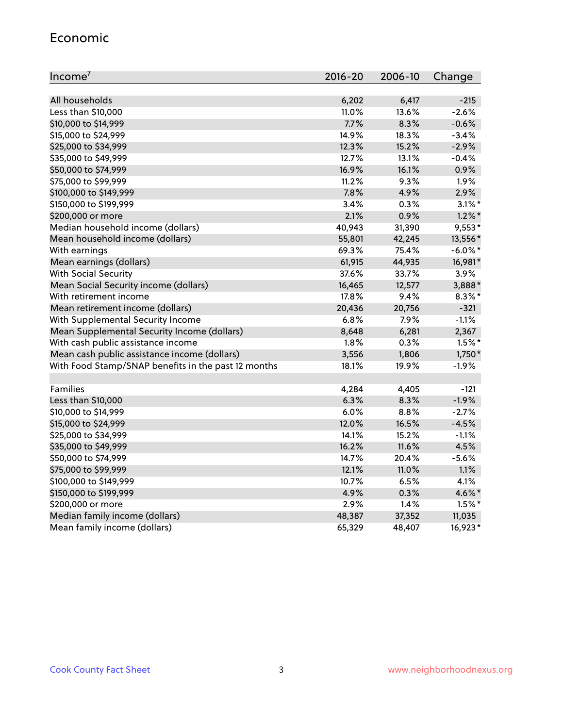## Economic

| Income[7] | 2016-20 | 2006-10 | Change |
|---|---|---|---|
| All households | 6,202 | 6,417 | -215 |
| Less than $10,000 | 11.0% | 13.6% | -2.6% |
| $10,000 to $14,999 | 7.7% | 8.3% | -0.6% |
| $15,000 to $24,999 | 14.9% | 18.3% | -3.4% |
| $25,000 to $34,999 | 12.3% | 15.2% | -2.9% |
| $35,000 to $49,999 | 12.7% | 13.1% | -0.4% |
| $50,000 to $74,999 | 16.9% | 16.1% | 0.9% |
| $75,000 to $99,999 | 11.2% | 9.3% | 1.9% |
| $100,000 to $149,999 | 7.8% | 4.9% | 2.9% |
| $150,000 to $199,999 | 3.4% | 0.3% | 3.1%* |
| $200,000 or more | 2.1% | 0.9% | 1.2%* |
| Median household income (dollars) | 40,943 | 31,390 | 9,553* |
| Mean household income (dollars) | 55,801 | 42,245 | 13,556* |
| With earnings | 69.3% | 75.4% | -6.0%* |
| Mean earnings (dollars) | 61,915 | 44,935 | 16,981* |
| With Social Security | 37.6% | 33.7% | 3.9% |
| Mean Social Security income (dollars) | 16,465 | 12,577 | 3,888* |
| With retirement income | 17.8% | 9.4% | 8.3%* |
| Mean retirement income (dollars) | 20,436 | 20,756 | -321 |
| With Supplemental Security Income | 6.8% | 7.9% | -1.1% |
| Mean Supplemental Security Income (dollars) | 8,648 | 6,281 | 2,367 |
| With cash public assistance income | 1.8% | 0.3% | 1.5%* |
| Mean cash public assistance income (dollars) | 3,556 | 1,806 | 1,750* |
| With Food Stamp/SNAP benefits in the past 12 months | 18.1% | 19.9% | -1.9% |
| | | | |
| Families | 4,284 | 4,405 | -121 |
| Less than $10,000 | 6.3% | 8.3% | -1.9% |
| $10,000 to $14,999 | 6.0% | 8.8% | -2.7% |
| $15,000 to $24,999 | 12.0% | 16.5% | -4.5% |
| $25,000 to $34,999 | 14.1% | 15.2% | -1.1% |
| $35,000 to $49,999 | 16.2% | 11.6% | 4.5% |
| $50,000 to $74,999 | 14.7% | 20.4% | -5.6% |
| $75,000 to $99,999 | 12.1% | 11.0% | 1.1% |
| $100,000 to $149,999 | 10.7% | 6.5% | 4.1% |
| $150,000 to $199,999 | 4.9% | 0.3% | 4.6%* |
| $200,000 or more | 2.9% | 1.4% | 1.5%* |
| Median family income (dollars) | 48,387 | 37,352 | 11,035 |
| Mean family income (dollars) | 65,329 | 48,407 | 16,923* |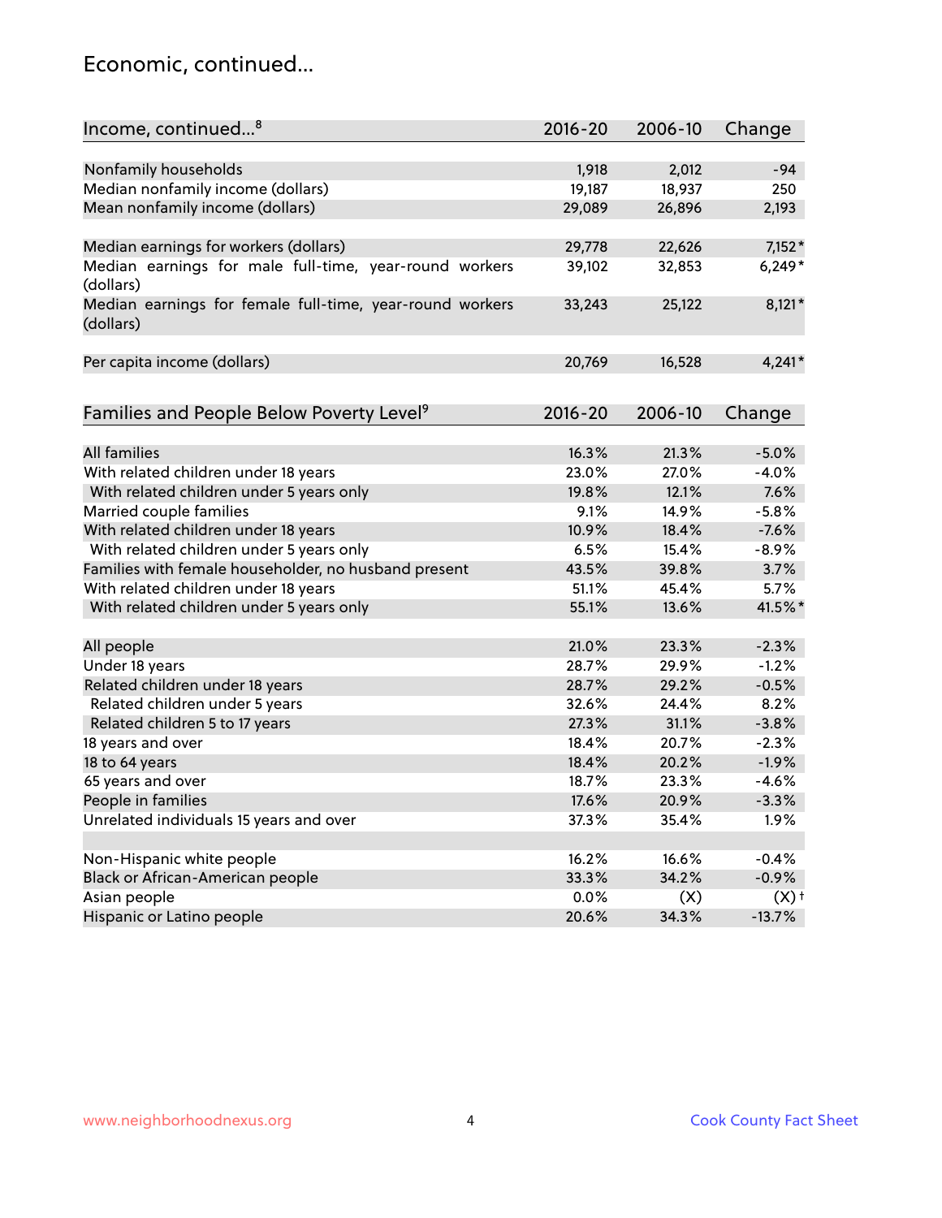## Economic, continued...

| Income, continued...[8] | 2016-20 | 2006-10 | Change |
|---|---|---|---|
| Nonfamily households | 1,918 | 2,012 | -94 |
| Median nonfamily income (dollars) | 19,187 | 18,937 | 250 |
| Mean nonfamily income (dollars) | 29,089 | 26,896 | 2,193 |
| Median earnings for workers (dollars) | 29,778 | 22,626 | 7,152* |
| Median earnings for male full-time, year-round workers (dollars) | 39,102 | 32,853 | 6,249* |
| Median earnings for female full-time, year-round workers (dollars) | 33,243 | 25,122 | 8,121* |
| Per capita income (dollars) | 20,769 | 16,528 | 4,241* |

| Families and People Below Poverty Level[9] | 2016-20 | 2006-10 | Change |
|---|---|---|---|
| All families | 16.3% | 21.3% | -5.0% |
| With related children under 18 years | 23.0% | 27.0% | -4.0% |
| With related children under 5 years only | 19.8% | 12.1% | 7.6% |
| Married couple families | 9.1% | 14.9% | -5.8% |
| With related children under 18 years | 10.9% | 18.4% | -7.6% |
| With related children under 5 years only | 6.5% | 15.4% | -8.9% |
| Families with female householder, no husband present | 43.5% | 39.8% | 3.7% |
| With related children under 18 years | 51.1% | 45.4% | 5.7% |
| With related children under 5 years only | 55.1% | 13.6% | 41.5%* |
| All people | 21.0% | 23.3% | -2.3% |
| Under 18 years | 28.7% | 29.9% | -1.2% |
| Related children under 18 years | 28.7% | 29.2% | -0.5% |
| Related children under 5 years | 32.6% | 24.4% | 8.2% |
| Related children 5 to 17 years | 27.3% | 31.1% | -3.8% |
| 18 years and over | 18.4% | 20.7% | -2.3% |
| 18 to 64 years | 18.4% | 20.2% | -1.9% |
| 65 years and over | 18.7% | 23.3% | -4.6% |
| People in families | 17.6% | 20.9% | -3.3% |
| Unrelated individuals 15 years and over | 37.3% | 35.4% | 1.9% |
| Non-Hispanic white people | 16.2% | 16.6% | -0.4% |
| Black or African-American people | 33.3% | 34.2% | -0.9% |
| Asian people | 0.0% | (X) | (X)† |
| Hispanic or Latino people | 20.6% | 34.3% | -13.7% |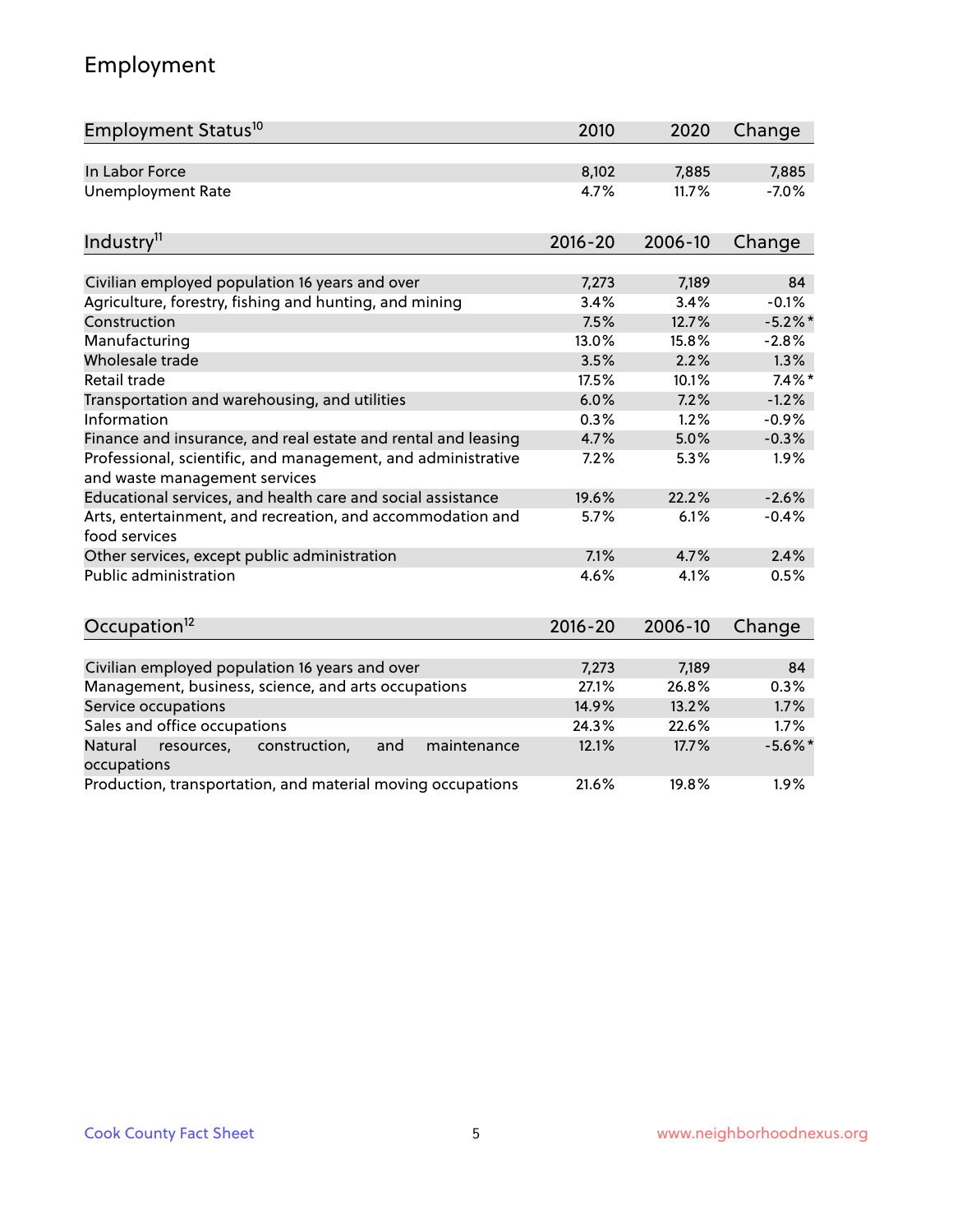# Employment

| Employment Status[10] | 2010 | 2020 | Change |
|---|---|---|---|
| In Labor Force | 8,102 | 7,885 | 7,885 |
| Unemployment Rate | 4.7% | 11.7% | -7.0% |

| Industry[11] | 2016-20 | 2006-10 | Change |
|---|---|---|---|
| Civilian employed population 16 years and over | 7,273 | 7,189 | 84 |
| Agriculture, forestry, fishing and hunting, and mining | 3.4% | 3.4% | -0.1% |
| Construction | 7.5% | 12.7% | -5.2%* |
| Manufacturing | 13.0% | 15.8% | -2.8% |
| Wholesale trade | 3.5% | 2.2% | 1.3% |
| Retail trade | 17.5% | 10.1% | 7.4%* |
| Transportation and warehousing, and utilities | 6.0% | 7.2% | -1.2% |
| Information | 0.3% | 1.2% | -0.9% |
| Finance and insurance, and real estate and rental and leasing | 4.7% | 5.0% | -0.3% |
| Professional, scientific, and management, and administrative and waste management services | 7.2% | 5.3% | 1.9% |
| Educational services, and health care and social assistance | 19.6% | 22.2% | -2.6% |
| Arts, entertainment, and recreation, and accommodation and food services | 5.7% | 6.1% | -0.4% |
| Other services, except public administration | 7.1% | 4.7% | 2.4% |
| Public administration | 4.6% | 4.1% | 0.5% |

| Occupation[12] | 2016-20 | 2006-10 | Change |
|---|---|---|---|
| Civilian employed population 16 years and over | 7,273 | 7,189 | 84 |
| Management, business, science, and arts occupations | 27.1% | 26.8% | 0.3% |
| Service occupations | 14.9% | 13.2% | 1.7% |
| Sales and office occupations | 24.3% | 22.6% | 1.7% |
| Natural resources, construction, and maintenance occupations | 12.1% | 17.7% | -5.6%* |
| Production, transportation, and material moving occupations | 21.6% | 19.8% | 1.9% |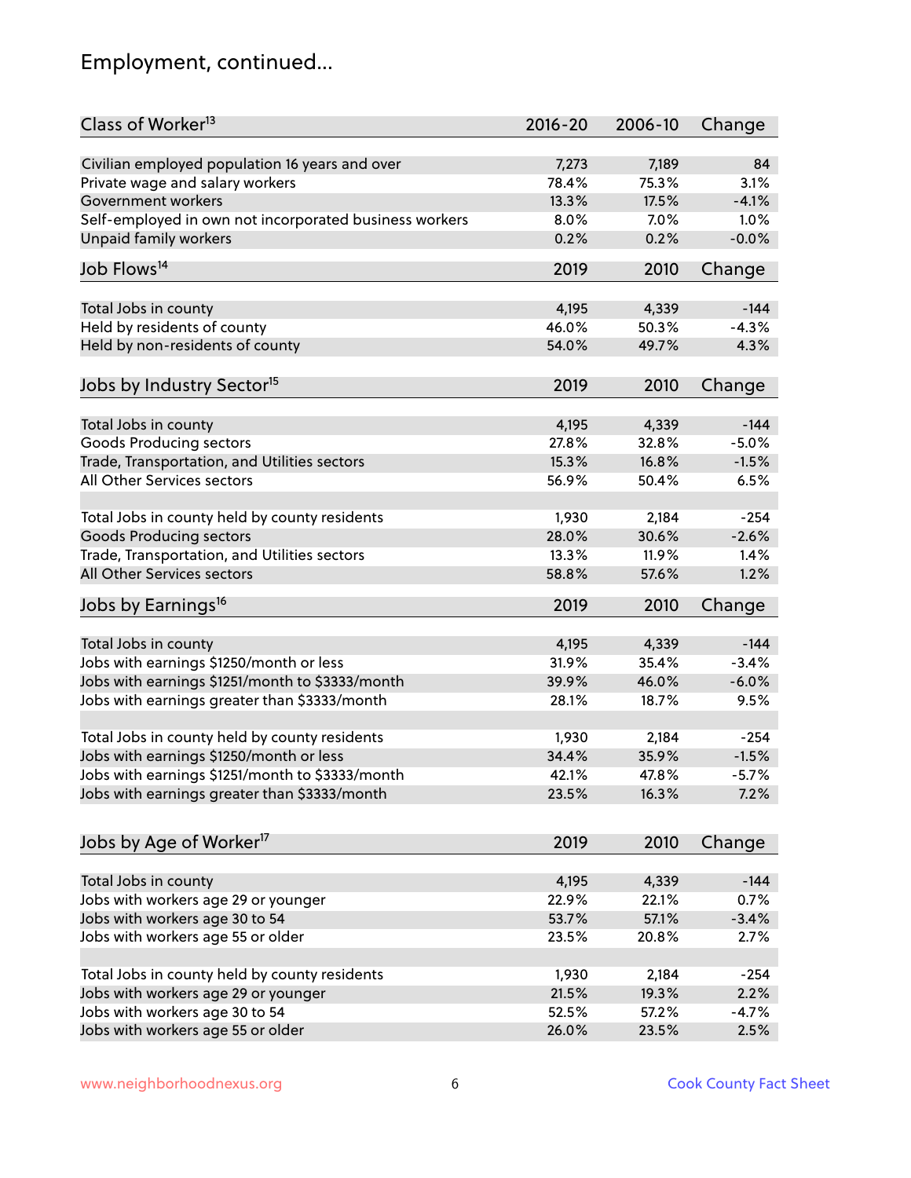# Employment, continued...

| Class of Worker[13] | 2016-20 | 2006-10 | Change |
|---|---|---|---|
| Civilian employed population 16 years and over | 7,273 | 7,189 | 84 |
| Private wage and salary workers | 78.4% | 75.3% | 3.1% |
| Government workers | 13.3% | 17.5% | -4.1% |
| Self-employed in own not incorporated business workers | 8.0% | 7.0% | 1.0% |
| Unpaid family workers | 0.2% | 0.2% | -0.0% |

| Job Flows[14] | 2019 | 2010 | Change |
|---|---|---|---|
| Total Jobs in county | 4,195 | 4,339 | -144 |
| Held by residents of county | 46.0% | 50.3% | -4.3% |
| Held by non-residents of county | 54.0% | 49.7% | 4.3% |

| Jobs by Industry Sector[15] | 2019 | 2010 | Change |
|---|---|---|---|
| Total Jobs in county | 4,195 | 4,339 | -144 |
| Goods Producing sectors | 27.8% | 32.8% | -5.0% |
| Trade, Transportation, and Utilities sectors | 15.3% | 16.8% | -1.5% |
| All Other Services sectors | 56.9% | 50.4% | 6.5% |
| | | | |
| Total Jobs in county held by county residents | 1,930 | 2,184 | -254 |
| Goods Producing sectors | 28.0% | 30.6% | -2.6% |
| Trade, Transportation, and Utilities sectors | 13.3% | 11.9% | 1.4% |
| All Other Services sectors | 58.8% | 57.6% | 1.2% |

| Jobs by Earnings[16] | 2019 | 2010 | Change |
|---|---|---|---|
| Total Jobs in county | 4,195 | 4,339 | -144 |
| Jobs with earnings $1250/month or less | 31.9% | 35.4% | -3.4% |
| Jobs with earnings $1251/month to $3333/month | 39.9% | 46.0% | -6.0% |
| Jobs with earnings greater than $3333/month | 28.1% | 18.7% | 9.5% |
| | | | |
| Total Jobs in county held by county residents | 1,930 | 2,184 | -254 |
| Jobs with earnings $1250/month or less | 34.4% | 35.9% | -1.5% |
| Jobs with earnings $1251/month to $3333/month | 42.1% | 47.8% | -5.7% |
| Jobs with earnings greater than $3333/month | 23.5% | 16.3% | 7.2% |

| Jobs by Age of Worker[17] | 2019 | 2010 | Change |
|---|---|---|---|
| Total Jobs in county | 4,195 | 4,339 | -144 |
| Jobs with workers age 29 or younger | 22.9% | 22.1% | 0.7% |
| Jobs with workers age 30 to 54 | 53.7% | 57.1% | -3.4% |
| Jobs with workers age 55 or older | 23.5% | 20.8% | 2.7% |
| | | | |
| Total Jobs in county held by county residents | 1,930 | 2,184 | -254 |
| Jobs with workers age 29 or younger | 21.5% | 19.3% | 2.2% |
| Jobs with workers age 30 to 54 | 52.5% | 57.2% | -4.7% |
| Jobs with workers age 55 or older | 26.0% | 23.5% | 2.5% |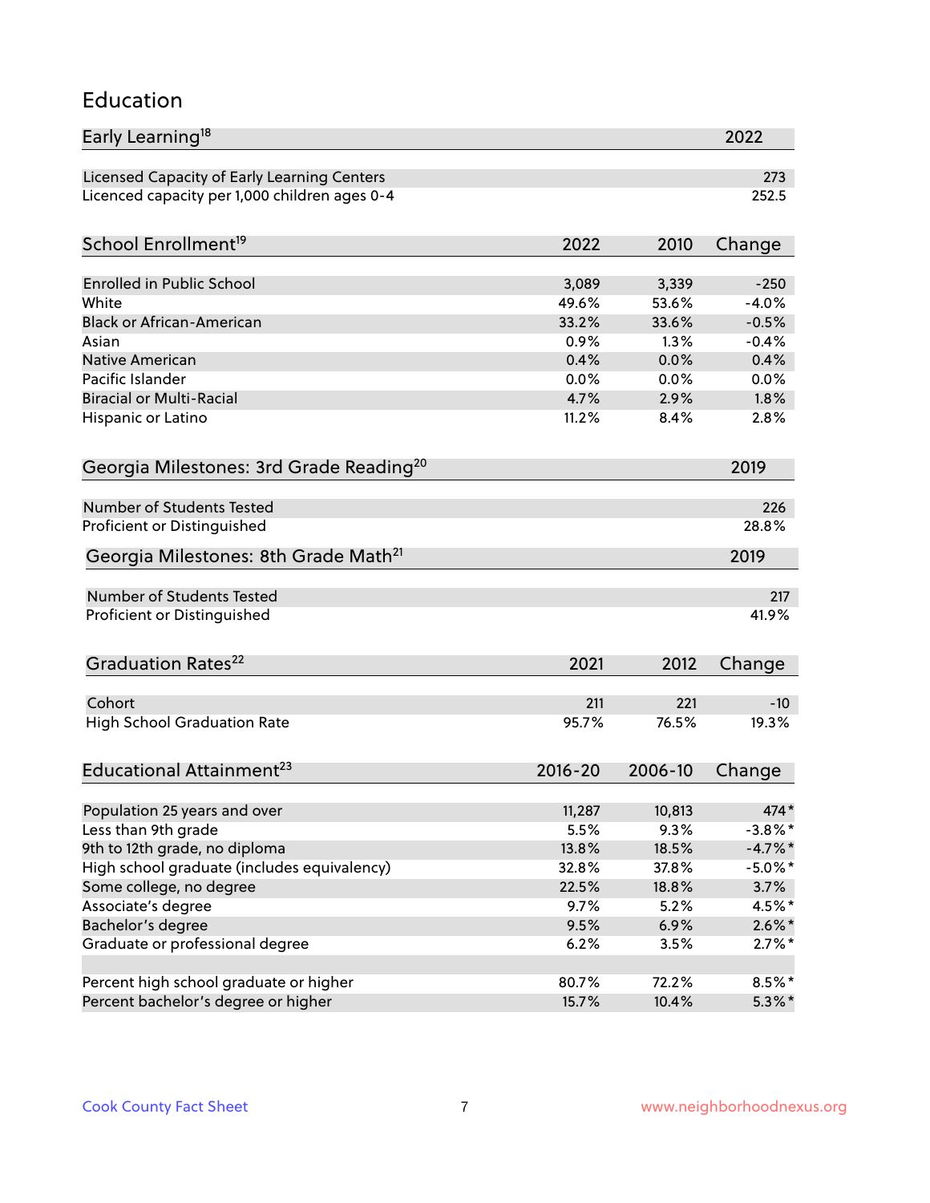## Education

| Early Learning[18] | 2022 |
|---|---|
| Licensed Capacity of Early Learning Centers | 273 |
| Licenced capacity per 1,000 children ages 0-4 | 252.5 |

| School Enrollment[19] | 2022 | 2010 | Change |
|---|---|---|---|
| Enrolled in Public School | 3,089 | 3,339 | -250 |
| White | 49.6% | 53.6% | -4.0% |
| Black or African-American | 33.2% | 33.6% | -0.5% |
| Asian | 0.9% | 1.3% | -0.4% |
| Native American | 0.4% | 0.0% | 0.4% |
| Pacific Islander | 0.0% | 0.0% | 0.0% |
| Biracial or Multi-Racial | 4.7% | 2.9% | 1.8% |
| Hispanic or Latino | 11.2% | 8.4% | 2.8% |

| Georgia Milestones: 3rd Grade Reading[20] | 2019 |
|---|---|
| Number of Students Tested | 226 |
| Proficient or Distinguished | 28.8% |

| Georgia Milestones: 8th Grade Math[21] | 2019 |
|---|---|
| Number of Students Tested | 217 |
| Proficient or Distinguished | 41.9% |

| Graduation Rates[22] | 2021 | 2012 | Change |
|---|---|---|---|
| Cohort | 211 | 221 | -10 |
| High School Graduation Rate | 95.7% | 76.5% | 19.3% |

| Educational Attainment[23] | 2016-20 | 2006-10 | Change |
|---|---|---|---|
| Population 25 years and over | 11,287 | 10,813 | 474* |
| Less than 9th grade | 5.5% | 9.3% | -3.8%* |
| 9th to 12th grade, no diploma | 13.8% | 18.5% | -4.7%* |
| High school graduate (includes equivalency) | 32.8% | 37.8% | -5.0%* |
| Some college, no degree | 22.5% | 18.8% | 3.7% |
| Associate's degree | 9.7% | 5.2% | 4.5%* |
| Bachelor's degree | 9.5% | 6.9% | 2.6%* |
| Graduate or professional degree | 6.2% | 3.5% | 2.7%* |
| | | | |
| Percent high school graduate or higher | 80.7% | 72.2% | 8.5%* |
| Percent bachelor's degree or higher | 15.7% | 10.4% | 5.3%* |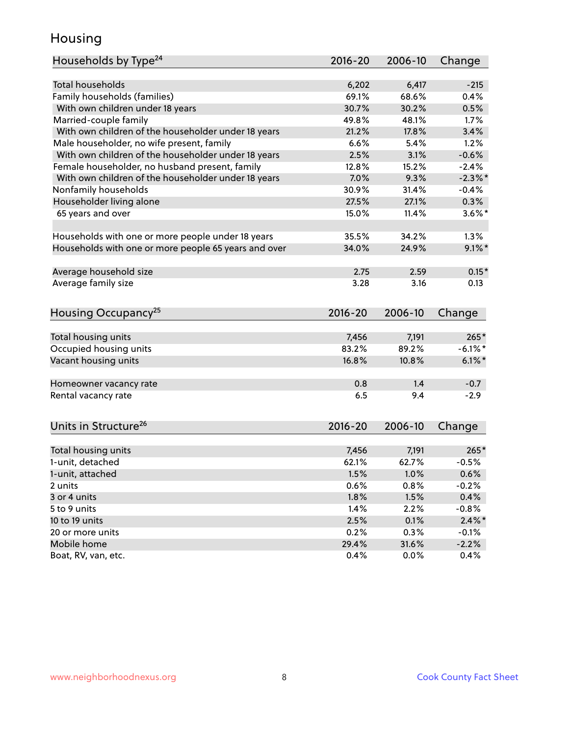## Housing

| Households by Type[24] | 2016-20 | 2006-10 | Change |
|---|---|---|---|
| Total households | 6,202 | 6,417 | -215 |
| Family households (families) | 69.1% | 68.6% | 0.4% |
| With own children under 18 years | 30.7% | 30.2% | 0.5% |
| Married-couple family | 49.8% | 48.1% | 1.7% |
| With own children of the householder under 18 years | 21.2% | 17.8% | 3.4% |
| Male householder, no wife present, family | 6.6% | 5.4% | 1.2% |
| With own children of the householder under 18 years | 2.5% | 3.1% | -0.6% |
| Female householder, no husband present, family | 12.8% | 15.2% | -2.4% |
| With own children of the householder under 18 years | 7.0% | 9.3% | -2.3%* |
| Nonfamily households | 30.9% | 31.4% | -0.4% |
| Householder living alone | 27.5% | 27.1% | 0.3% |
| 65 years and over | 15.0% | 11.4% | 3.6%* |
| | | | |
| Households with one or more people under 18 years | 35.5% | 34.2% | 1.3% |
| Households with one or more people 65 years and over | 34.0% | 24.9% | 9.1%* |
| | | | |
| Average household size | 2.75 | 2.59 | 0.15* |
| Average family size | 3.28 | 3.16 | 0.13 |

| Housing Occupancy[25] | 2016-20 | 2006-10 | Change |
|---|---|---|---|
| Total housing units | 7,456 | 7,191 | 265* |
| Occupied housing units | 83.2% | 89.2% | -6.1%* |
| Vacant housing units | 16.8% | 10.8% | 6.1%* |
| | | | |
| Homeowner vacancy rate | 0.8 | 1.4 | -0.7 |
| Rental vacancy rate | 6.5 | 9.4 | -2.9 |

| Units in Structure[26] | 2016-20 | 2006-10 | Change |
|---|---|---|---|
| Total housing units | 7,456 | 7,191 | 265* |
| 1-unit, detached | 62.1% | 62.7% | -0.5% |
| 1-unit, attached | 1.5% | 1.0% | 0.6% |
| 2 units | 0.6% | 0.8% | -0.2% |
| 3 or 4 units | 1.8% | 1.5% | 0.4% |
| 5 to 9 units | 1.4% | 2.2% | -0.8% |
| 10 to 19 units | 2.5% | 0.1% | 2.4%* |
| 20 or more units | 0.2% | 0.3% | -0.1% |
| Mobile home | 29.4% | 31.6% | -2.2% |
| Boat, RV, van, etc. | 0.4% | 0.0% | 0.4% |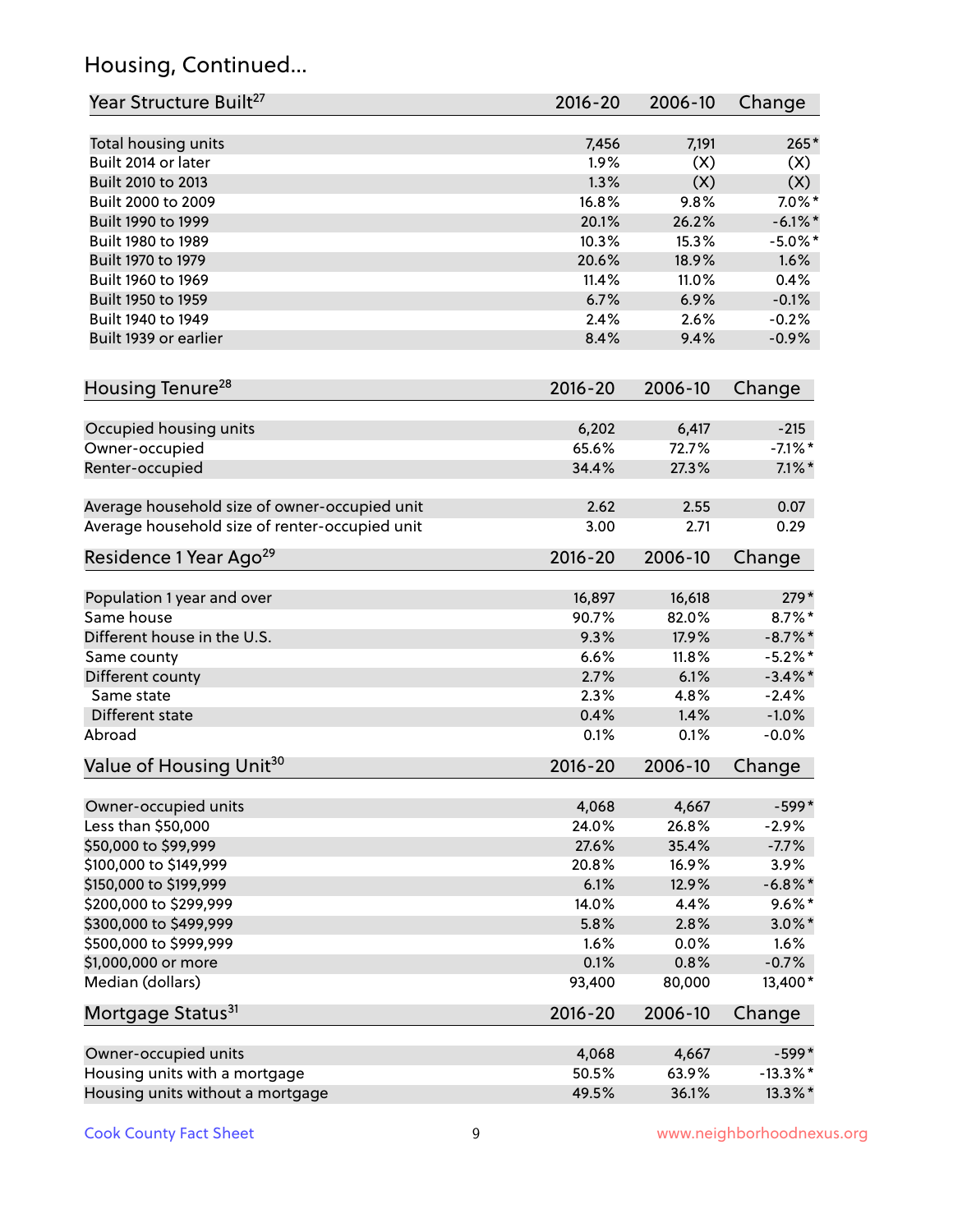## Housing, Continued...

| Year Structure Built[27] | 2016-20 | 2006-10 | Change |
|---|---|---|---|
| Total housing units | 7,456 | 7,191 | 265* |
| Built 2014 or later | 1.9% | (X) | (X) |
| Built 2010 to 2013 | 1.3% | (X) | (X) |
| Built 2000 to 2009 | 16.8% | 9.8% | 7.0%* |
| Built 1990 to 1999 | 20.1% | 26.2% | -6.1%* |
| Built 1980 to 1989 | 10.3% | 15.3% | -5.0%* |
| Built 1970 to 1979 | 20.6% | 18.9% | 1.6% |
| Built 1960 to 1969 | 11.4% | 11.0% | 0.4% |
| Built 1950 to 1959 | 6.7% | 6.9% | -0.1% |
| Built 1940 to 1949 | 2.4% | 2.6% | -0.2% |
| Built 1939 or earlier | 8.4% | 9.4% | -0.9% |

| Housing Tenure[28] | 2016-20 | 2006-10 | Change |
|---|---|---|---|
| Occupied housing units | 6,202 | 6,417 | -215 |
| Owner-occupied | 65.6% | 72.7% | -7.1%* |
| Renter-occupied | 34.4% | 27.3% | 7.1%* |
| Average household size of owner-occupied unit | 2.62 | 2.55 | 0.07 |
| Average household size of renter-occupied unit | 3.00 | 2.71 | 0.29 |

| Residence 1 Year Ago[29] | 2016-20 | 2006-10 | Change |
|---|---|---|---|
| Population 1 year and over | 16,897 | 16,618 | 279* |
| Same house | 90.7% | 82.0% | 8.7%* |
| Different house in the U.S. | 9.3% | 17.9% | -8.7%* |
| Same county | 6.6% | 11.8% | -5.2%* |
| Different county | 2.7% | 6.1% | -3.4%* |
| Same state | 2.3% | 4.8% | -2.4% |
| Different state | 0.4% | 1.4% | -1.0% |
| Abroad | 0.1% | 0.1% | -0.0% |

| Value of Housing Unit[30] | 2016-20 | 2006-10 | Change |
|---|---|---|---|
| Owner-occupied units | 4,068 | 4,667 | -599* |
| Less than $50,000 | 24.0% | 26.8% | -2.9% |
| $50,000 to $99,999 | 27.6% | 35.4% | -7.7% |
| $100,000 to $149,999 | 20.8% | 16.9% | 3.9% |
| $150,000 to $199,999 | 6.1% | 12.9% | -6.8%* |
| $200,000 to $299,999 | 14.0% | 4.4% | 9.6%* |
| $300,000 to $499,999 | 5.8% | 2.8% | 3.0%* |
| $500,000 to $999,999 | 1.6% | 0.0% | 1.6% |
| $1,000,000 or more | 0.1% | 0.8% | -0.7% |
| Median (dollars) | 93,400 | 80,000 | 13,400* |

| Mortgage Status[31] | 2016-20 | 2006-10 | Change |
|---|---|---|---|
| Owner-occupied units | 4,068 | 4,667 | -599* |
| Housing units with a mortgage | 50.5% | 63.9% | -13.3%* |
| Housing units without a mortgage | 49.5% | 36.1% | 13.3%* |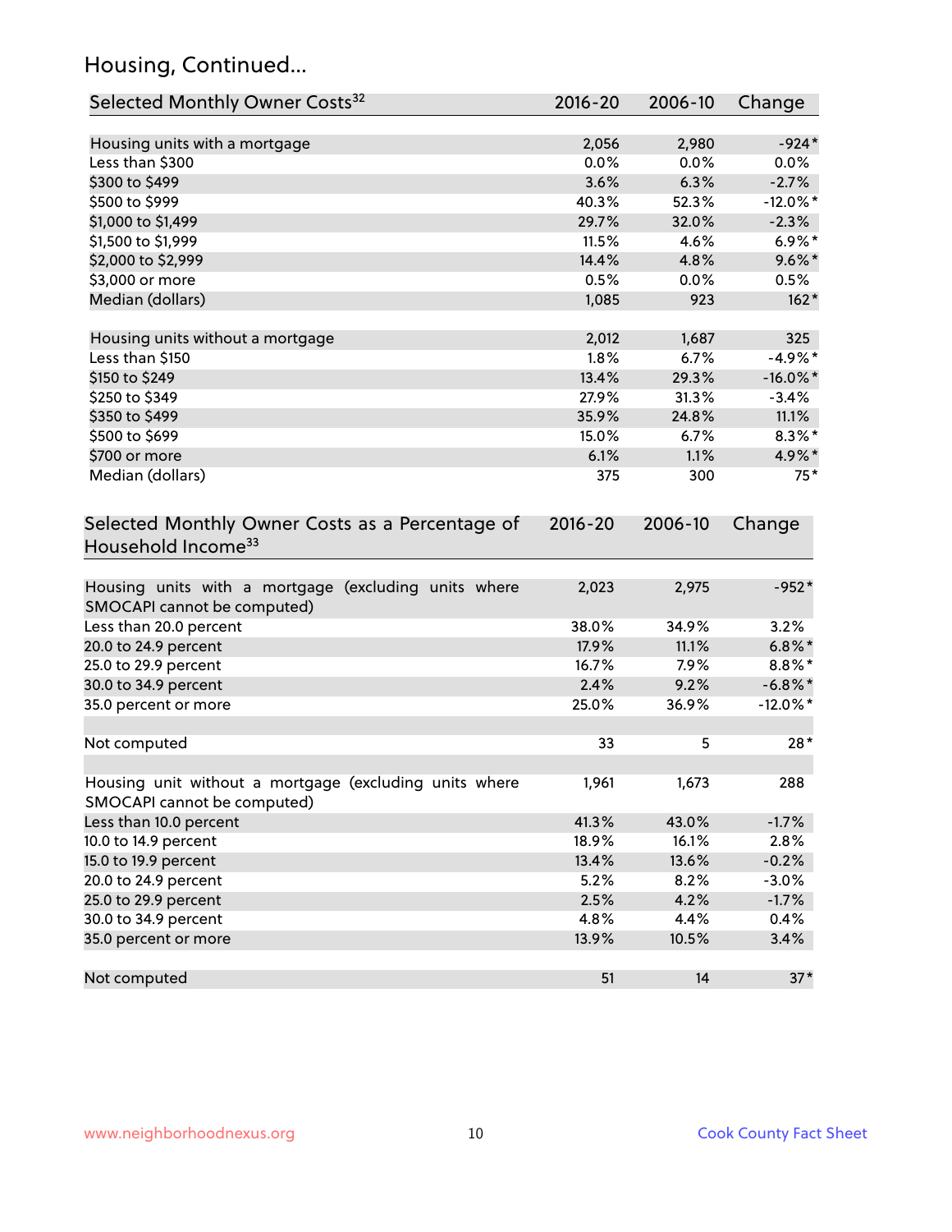## Housing, Continued...

| Selected Monthly Owner Costs[32] | 2016-20 | 2006-10 | Change |
|---|---|---|---|
| Housing units with a mortgage | 2,056 | 2,980 | -924* |
| Less than $300 | 0.0% | 0.0% | 0.0% |
| $300 to $499 | 3.6% | 6.3% | -2.7% |
| $500 to $999 | 40.3% | 52.3% | -12.0%* |
| $1,000 to $1,499 | 29.7% | 32.0% | -2.3% |
| $1,500 to $1,999 | 11.5% | 4.6% | 6.9%* |
| $2,000 to $2,999 | 14.4% | 4.8% | 9.6%* |
| $3,000 or more | 0.5% | 0.0% | 0.5% |
| Median (dollars) | 1,085 | 923 | 162* |
| | | | |
| Housing units without a mortgage | 2,012 | 1,687 | 325 |
| Less than $150 | 1.8% | 6.7% | -4.9%* |
| $150 to $249 | 13.4% | 29.3% | -16.0%* |
| $250 to $349 | 27.9% | 31.3% | -3.4% |
| $350 to $499 | 35.9% | 24.8% | 11.1% |
| $500 to $699 | 15.0% | 6.7% | 8.3%* |
| $700 or more | 6.1% | 1.1% | 4.9%* |
| Median (dollars) | 375 | 300 | 75* |

| Selected Monthly Owner Costs as a Percentage of Household Income[33] | 2016-20 | 2006-10 | Change |
|---|---|---|---|
| Housing units with a mortgage (excluding units where SMOCAPI cannot be computed) | 2,023 | 2,975 | -952* |
| Less than 20.0 percent | 38.0% | 34.9% | 3.2% |
| 20.0 to 24.9 percent | 17.9% | 11.1% | 6.8%* |
| 25.0 to 29.9 percent | 16.7% | 7.9% | 8.8%* |
| 30.0 to 34.9 percent | 2.4% | 9.2% | -6.8%* |
| 35.0 percent or more | 25.0% | 36.9% | -12.0%* |
| | | | |
| Not computed | 33 | 5 | 28* |
| | | | |
| Housing unit without a mortgage (excluding units where SMOCAPI cannot be computed) | 1,961 | 1,673 | 288 |
| Less than 10.0 percent | 41.3% | 43.0% | -1.7% |
| 10.0 to 14.9 percent | 18.9% | 16.1% | 2.8% |
| 15.0 to 19.9 percent | 13.4% | 13.6% | -0.2% |
| 20.0 to 24.9 percent | 5.2% | 8.2% | -3.0% |
| 25.0 to 29.9 percent | 2.5% | 4.2% | -1.7% |
| 30.0 to 34.9 percent | 4.8% | 4.4% | 0.4% |
| 35.0 percent or more | 13.9% | 10.5% | 3.4% |
| | | | |
| Not computed | 51 | 14 | 37* |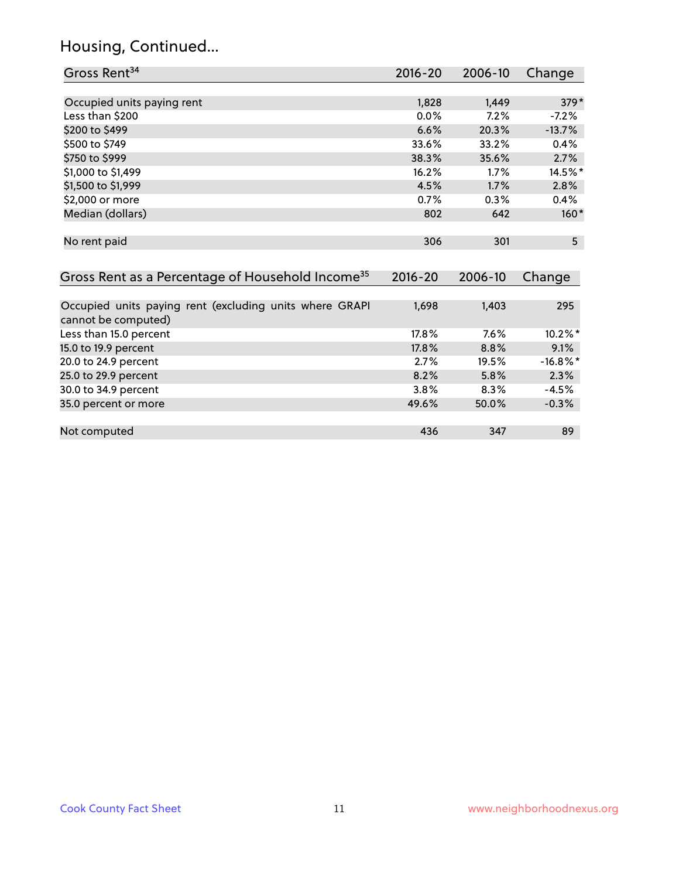## Housing, Continued...

| Gross Rent[34] | 2016-20 | 2006-10 | Change |
|---|---|---|---|
| Occupied units paying rent | 1,828 | 1,449 | 379* |
| Less than $200 | 0.0% | 7.2% | -7.2% |
| $200 to $499 | 6.6% | 20.3% | -13.7% |
| $500 to $749 | 33.6% | 33.2% | 0.4% |
| $750 to $999 | 38.3% | 35.6% | 2.7% |
| $1,000 to $1,499 | 16.2% | 1.7% | 14.5%* |
| $1,500 to $1,999 | 4.5% | 1.7% | 2.8% |
| $2,000 or more | 0.7% | 0.3% | 0.4% |
| Median (dollars) | 802 | 642 | 160* |
| No rent paid | 306 | 301 | 5 |

| Gross Rent as a Percentage of Household Income[35] | 2016-20 | 2006-10 | Change |
|---|---|---|---|
| Occupied units paying rent (excluding units where GRAPI cannot be computed) | 1,698 | 1,403 | 295 |
| Less than 15.0 percent | 17.8% | 7.6% | 10.2%* |
| 15.0 to 19.9 percent | 17.8% | 8.8% | 9.1% |
| 20.0 to 24.9 percent | 2.7% | 19.5% | -16.8%* |
| 25.0 to 29.9 percent | 8.2% | 5.8% | 2.3% |
| 30.0 to 34.9 percent | 3.8% | 8.3% | -4.5% |
| 35.0 percent or more | 49.6% | 50.0% | -0.3% |
| Not computed | 436 | 347 | 89 |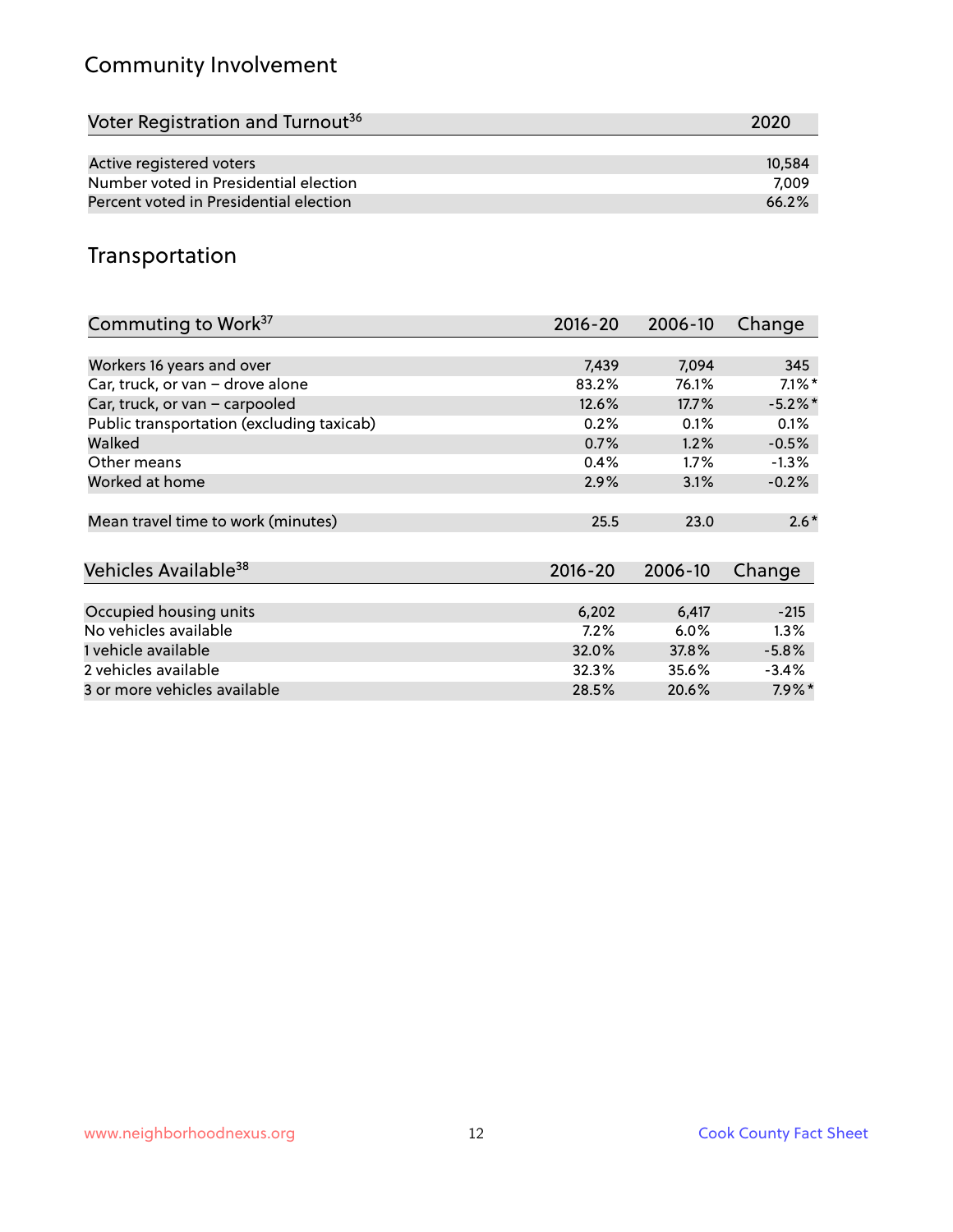## Community Involvement

| Voter Registration and Turnout[36] | 2020 |
|---|---|
| Active registered voters | 10,584 |
| Number voted in Presidential election | 7,009 |
| Percent voted in Presidential election | 66.2% |

## Transportation

| Commuting to Work[37] | 2016-20 | 2006-10 | Change |
|---|---|---|---|
| Workers 16 years and over | 7,439 | 7,094 | 345 |
| Car, truck, or van – drove alone | 83.2% | 76.1% | 7.1%* |
| Car, truck, or van – carpooled | 12.6% | 17.7% | -5.2%* |
| Public transportation (excluding taxicab) | 0.2% | 0.1% | 0.1% |
| Walked | 0.7% | 1.2% | -0.5% |
| Other means | 0.4% | 1.7% | -1.3% |
| Worked at home | 2.9% | 3.1% | -0.2% |
| Mean travel time to work (minutes) | 25.5 | 23.0 | 2.6* |

| Vehicles Available[38] | 2016-20 | 2006-10 | Change |
|---|---|---|---|
| Occupied housing units | 6,202 | 6,417 | -215 |
| No vehicles available | 7.2% | 6.0% | 1.3% |
| 1 vehicle available | 32.0% | 37.8% | -5.8% |
| 2 vehicles available | 32.3% | 35.6% | -3.4% |
| 3 or more vehicles available | 28.5% | 20.6% | 7.9%* |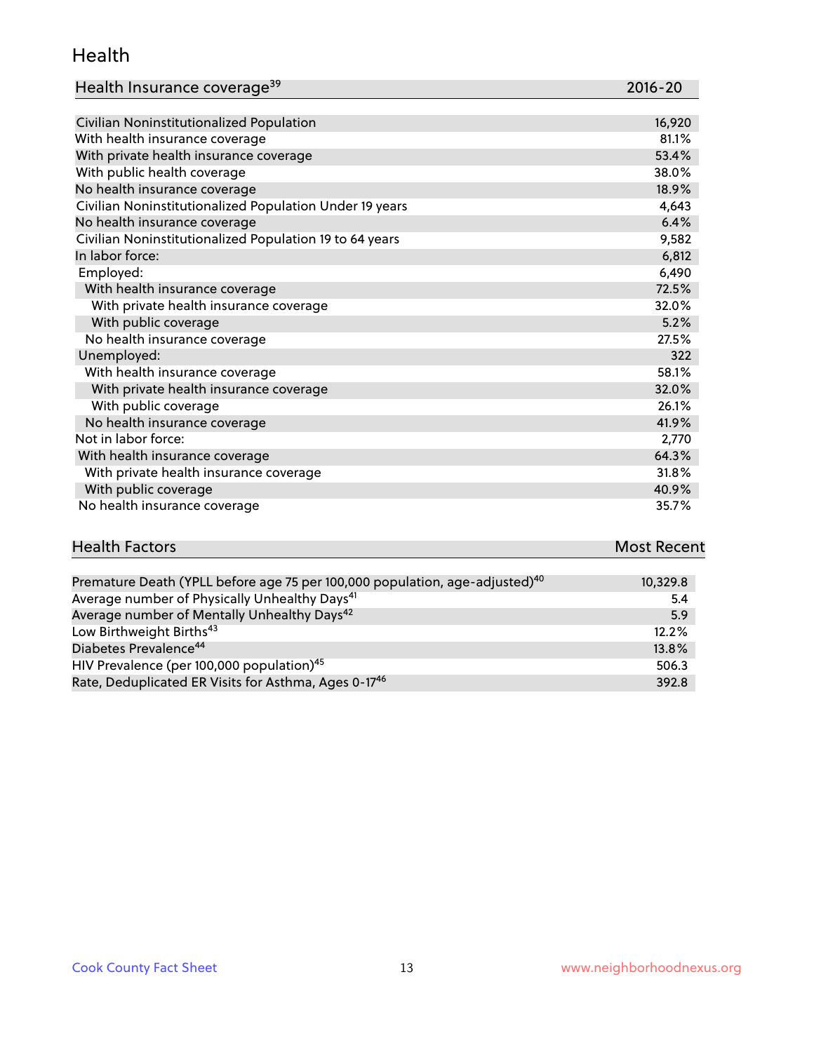## Health

| Health Insurance coverage[39] | 2016-20 |
|---|---|
| Civilian Noninstitutionalized Population | 16,920 |
| With health insurance coverage | 81.1% |
| With private health insurance coverage | 53.4% |
| With public health coverage | 38.0% |
| No health insurance coverage | 18.9% |
| Civilian Noninstitutionalized Population Under 19 years | 4,643 |
| No health insurance coverage | 6.4% |
| Civilian Noninstitutionalized Population 19 to 64 years | 9,582 |
| In labor force: | 6,812 |
| Employed: | 6,490 |
| With health insurance coverage | 72.5% |
| With private health insurance coverage | 32.0% |
| With public coverage | 5.2% |
| No health insurance coverage | 27.5% |
| Unemployed: | 322 |
| With health insurance coverage | 58.1% |
| With private health insurance coverage | 32.0% |
| With public coverage | 26.1% |
| No health insurance coverage | 41.9% |
| Not in labor force: | 2,770 |
| With health insurance coverage | 64.3% |
| With private health insurance coverage | 31.8% |
| With public coverage | 40.9% |
| No health insurance coverage | 35.7% |

| Health Factors | Most Recent |
|---|---|
| Premature Death (YPLL before age 75 per 100,000 population, age-adjusted)[40] | 10,329.8 |
| Average number of Physically Unhealthy Days[41] | 5.4 |
| Average number of Mentally Unhealthy Days[42] | 5.9 |
| Low Birthweight Births[43] | 12.2% |
| Diabetes Prevalence[44] | 13.8% |
| HIV Prevalence (per 100,000 population)[45] | 506.3 |
| Rate, Deduplicated ER Visits for Asthma, Ages 0-17[46] | 392.8 |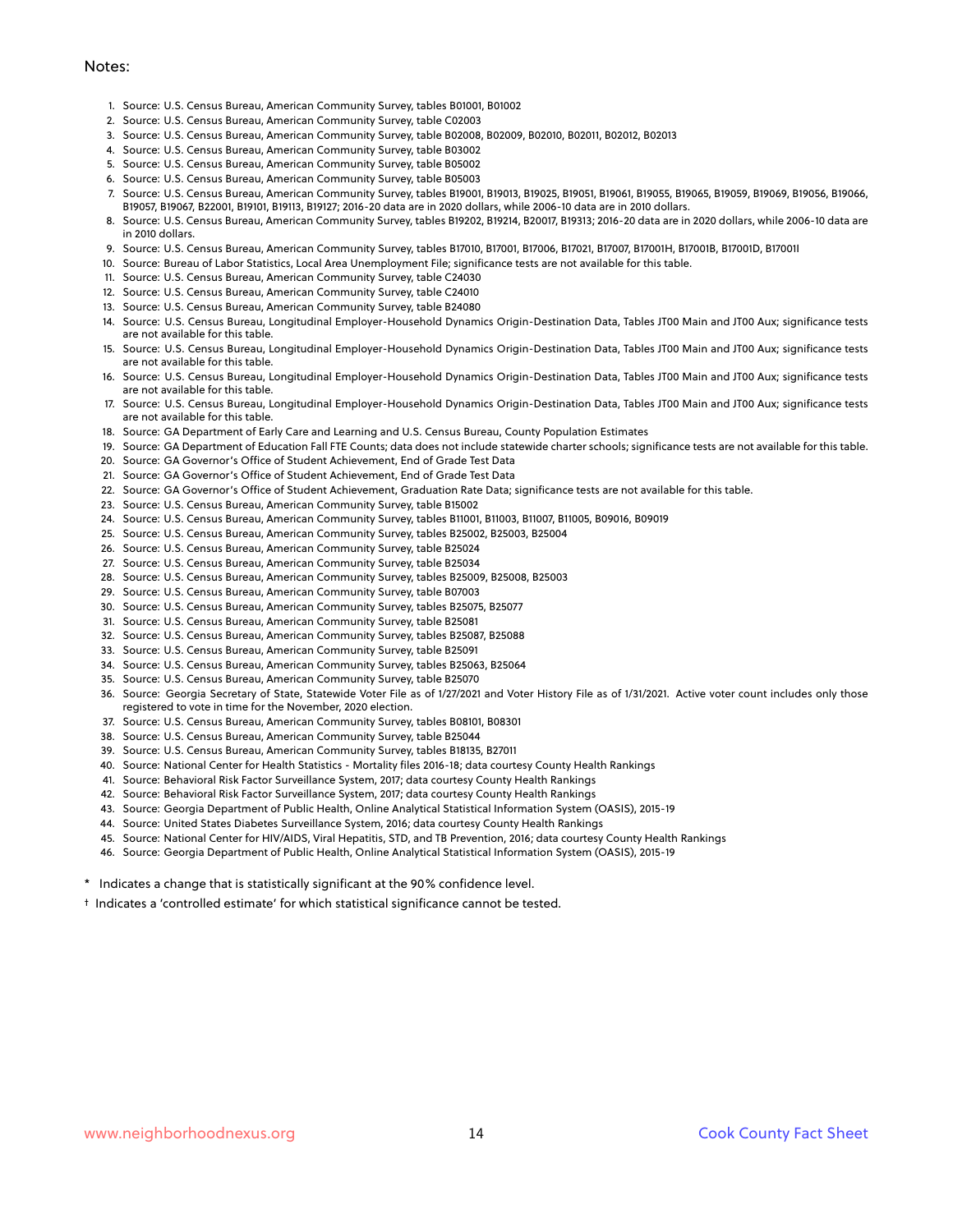Notes:

1. Source: U.S. Census Bureau, American Community Survey, tables B01001, B01002
2. Source: U.S. Census Bureau, American Community Survey, table C02003
3. Source: U.S. Census Bureau, American Community Survey, table B02008, B02009, B02010, B02011, B02012, B02013
4. Source: U.S. Census Bureau, American Community Survey, table B03002
5. Source: U.S. Census Bureau, American Community Survey, table B05002
6. Source: U.S. Census Bureau, American Community Survey, table B05003
7. Source: U.S. Census Bureau, American Community Survey, tables B19001, B19013, B19025, B19051, B19061, B19055, B19065, B19059, B19069, B19056, B19066, B19057, B19067, B22001, B19101, B19113, B19127; 2016-20 data are in 2020 dollars, while 2006-10 data are in 2010 dollars.
8. Source: U.S. Census Bureau, American Community Survey, tables B19202, B19214, B20017, B19313; 2016-20 data are in 2020 dollars, while 2006-10 data are in 2010 dollars.
9. Source: U.S. Census Bureau, American Community Survey, tables B17010, B17001, B17006, B17021, B17007, B17001H, B17001B, B17001D, B17001I
10. Source: Bureau of Labor Statistics, Local Area Unemployment File; significance tests are not available for this table.
11. Source: U.S. Census Bureau, American Community Survey, table C24030
12. Source: U.S. Census Bureau, American Community Survey, table C24010
13. Source: U.S. Census Bureau, American Community Survey, table B24080
14. Source: U.S. Census Bureau, Longitudinal Employer-Household Dynamics Origin-Destination Data, Tables JT00 Main and JT00 Aux; significance tests are not available for this table.
15. Source: U.S. Census Bureau, Longitudinal Employer-Household Dynamics Origin-Destination Data, Tables JT00 Main and JT00 Aux; significance tests are not available for this table.
16. Source: U.S. Census Bureau, Longitudinal Employer-Household Dynamics Origin-Destination Data, Tables JT00 Main and JT00 Aux; significance tests are not available for this table.
17. Source: U.S. Census Bureau, Longitudinal Employer-Household Dynamics Origin-Destination Data, Tables JT00 Main and JT00 Aux; significance tests are not available for this table.
18. Source: GA Department of Early Care and Learning and U.S. Census Bureau, County Population Estimates
19. Source: GA Department of Education Fall FTE Counts; data does not include statewide charter schools; significance tests are not available for this table.
20. Source: GA Governor's Office of Student Achievement, End of Grade Test Data
21. Source: GA Governor's Office of Student Achievement, End of Grade Test Data
22. Source: GA Governor's Office of Student Achievement, Graduation Rate Data; significance tests are not available for this table.
23. Source: U.S. Census Bureau, American Community Survey, table B15002
24. Source: U.S. Census Bureau, American Community Survey, tables B11001, B11003, B11007, B11005, B09016, B09019
25. Source: U.S. Census Bureau, American Community Survey, tables B25002, B25003, B25004
26. Source: U.S. Census Bureau, American Community Survey, table B25024
27. Source: U.S. Census Bureau, American Community Survey, table B25034
28. Source: U.S. Census Bureau, American Community Survey, tables B25009, B25008, B25003
29. Source: U.S. Census Bureau, American Community Survey, table B07003
30. Source: U.S. Census Bureau, American Community Survey, tables B25075, B25077
31. Source: U.S. Census Bureau, American Community Survey, table B25081
32. Source: U.S. Census Bureau, American Community Survey, tables B25087, B25088
33. Source: U.S. Census Bureau, American Community Survey, table B25091
34. Source: U.S. Census Bureau, American Community Survey, tables B25063, B25064
35. Source: U.S. Census Bureau, American Community Survey, table B25070
36. Source: Georgia Secretary of State, Statewide Voter File as of 1/27/2021 and Voter History File as of 1/31/2021. Active voter count includes only those registered to vote in time for the November, 2020 election.
37. Source: U.S. Census Bureau, American Community Survey, tables B08101, B08301
38. Source: U.S. Census Bureau, American Community Survey, table B25044
39. Source: U.S. Census Bureau, American Community Survey, tables B18135, B27011
40. Source: National Center for Health Statistics - Mortality files 2016-18; data courtesy County Health Rankings
41. Source: Behavioral Risk Factor Surveillance System, 2017; data courtesy County Health Rankings
42. Source: Behavioral Risk Factor Surveillance System, 2017; data courtesy County Health Rankings
43. Source: Georgia Department of Public Health, Online Analytical Statistical Information System (OASIS), 2015-19
44. Source: United States Diabetes Surveillance System, 2016; data courtesy County Health Rankings
45. Source: National Center for HIV/AIDS, Viral Hepatitis, STD, and TB Prevention, 2016; data courtesy County Health Rankings
46. Source: Georgia Department of Public Health, Online Analytical Statistical Information System (OASIS), 2015-19

\* Indicates a change that is statistically significant at the 90% confidence level.

† Indicates a 'controlled estimate' for which statistical significance cannot be tested.